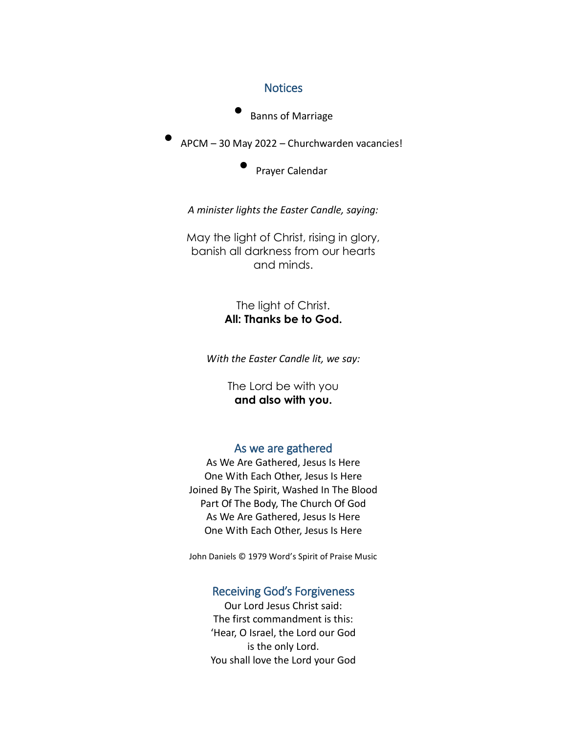## Notices

- Banns of Marriage
- APCM – 30 May 2022 – Churchwarden vacancies!
- Prayer Calendar

*A minister lights the Easter Candle, saying:*

May the light of Christ, rising in glory,
banish all darkness from our hearts
and minds.

The light of Christ.
**All: Thanks be to God.**

*With the Easter Candle lit, we say:*

The Lord be with you
**and also with you.**

## As we are gathered

As We Are Gathered, Jesus Is Here
One With Each Other, Jesus Is Here
Joined By The Spirit, Washed In The Blood
Part Of The Body, The Church Of God
As We Are Gathered, Jesus Is Here
One With Each Other, Jesus Is Here

John Daniels © 1979 Word's Spirit of Praise Music

## Receiving God's Forgiveness

Our Lord Jesus Christ said:
The first commandment is this:
'Hear, O Israel, the Lord our God
is the only Lord.
You shall love the Lord your God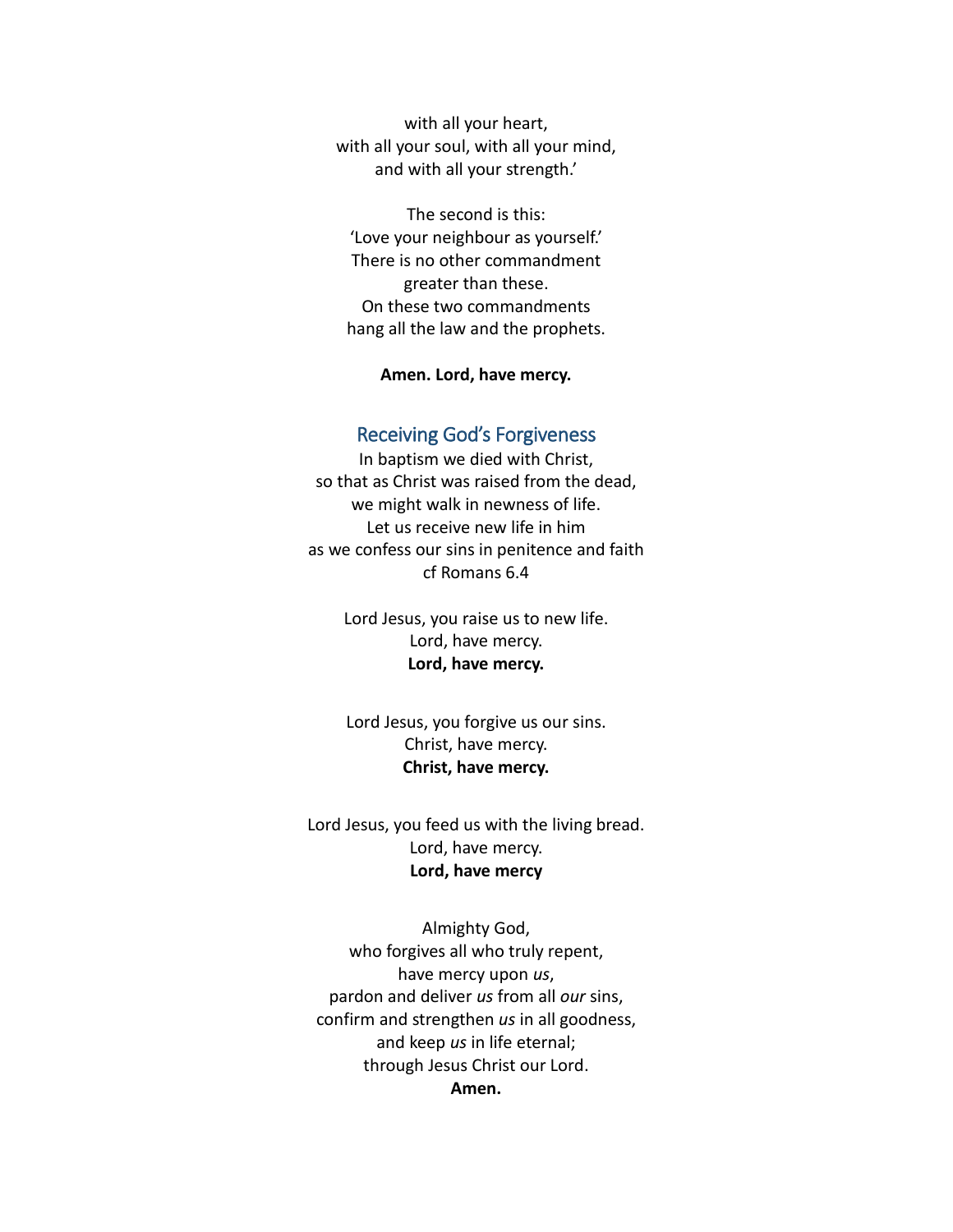with all your heart,
with all your soul, with all your mind,
and with all your strength.'

The second is this:
'Love your neighbour as yourself.'
There is no other commandment
greater than these.
On these two commandments
hang all the law and the prophets.

**Amen. Lord, have mercy.**

## Receiving God's Forgiveness

In baptism we died with Christ,
so that as Christ was raised from the dead,
we might walk in newness of life.
Let us receive new life in him
as we confess our sins in penitence and faith
cf Romans 6.4

Lord Jesus, you raise us to new life.
Lord, have mercy.
**Lord, have mercy.**

Lord Jesus, you forgive us our sins.
Christ, have mercy.
**Christ, have mercy.**

Lord Jesus, you feed us with the living bread.
Lord, have mercy.
**Lord, have mercy**

Almighty God,
who forgives all who truly repent,
have mercy upon *us*,
pardon and deliver *us* from all *our* sins,
confirm and strengthen *us* in all goodness,
and keep *us* in life eternal;
through Jesus Christ our Lord.
**Amen.**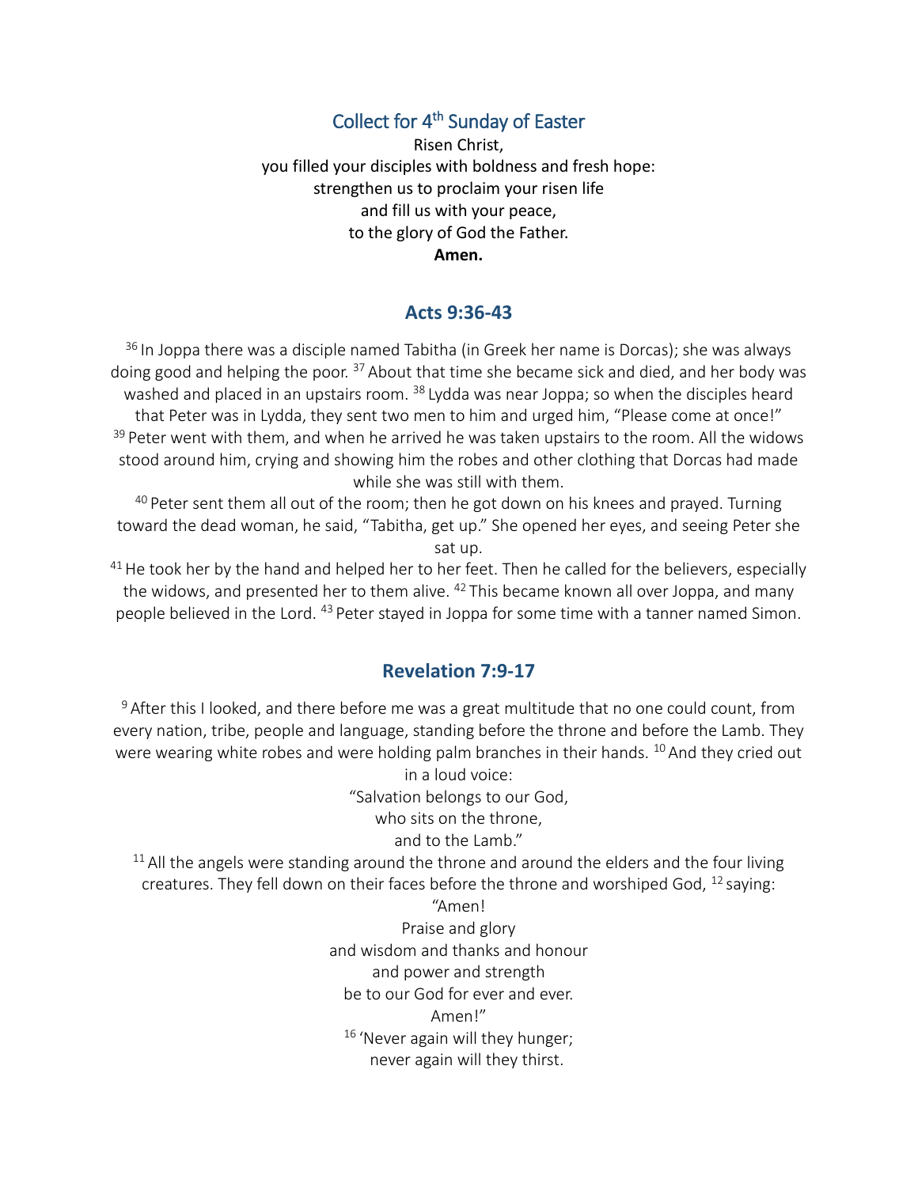## Collect for 4th Sunday of Easter

Risen Christ,
you filled your disciples with boldness and fresh hope:
strengthen us to proclaim your risen life
and fill us with your peace,
to the glory of God the Father.
**Amen.**

## Acts 9:36-43

[36] In Joppa there was a disciple named Tabitha (in Greek her name is Dorcas); she was always doing good and helping the poor. [37] About that time she became sick and died, and her body was washed and placed in an upstairs room. [38] Lydda was near Joppa; so when the disciples heard that Peter was in Lydda, they sent two men to him and urged him, “Please come at once!” [39] Peter went with them, and when he arrived he was taken upstairs to the room. All the widows stood around him, crying and showing him the robes and other clothing that Dorcas had made while she was still with them.

[40] Peter sent them all out of the room; then he got down on his knees and prayed. Turning toward the dead woman, he said, “Tabitha, get up.” She opened her eyes, and seeing Peter she sat up.

[41] He took her by the hand and helped her to her feet. Then he called for the believers, especially the widows, and presented her to them alive. [42] This became known all over Joppa, and many people believed in the Lord. [43] Peter stayed in Joppa for some time with a tanner named Simon.

## Revelation 7:9-17

[9] After this I looked, and there before me was a great multitude that no one could count, from every nation, tribe, people and language, standing before the throne and before the Lamb. They were wearing white robes and were holding palm branches in their hands. [10] And they cried out in a loud voice:

“Salvation belongs to our God,
who sits on the throne,
and to the Lamb.”

[11] All the angels were standing around the throne and around the elders and the four living creatures. They fell down on their faces before the throne and worshiped God, [12] saying:

“Amen!
Praise and glory
and wisdom and thanks and honour
and power and strength
be to our God for ever and ever.
Amen!”

[16] ‘Never again will they hunger;
never again will they thirst.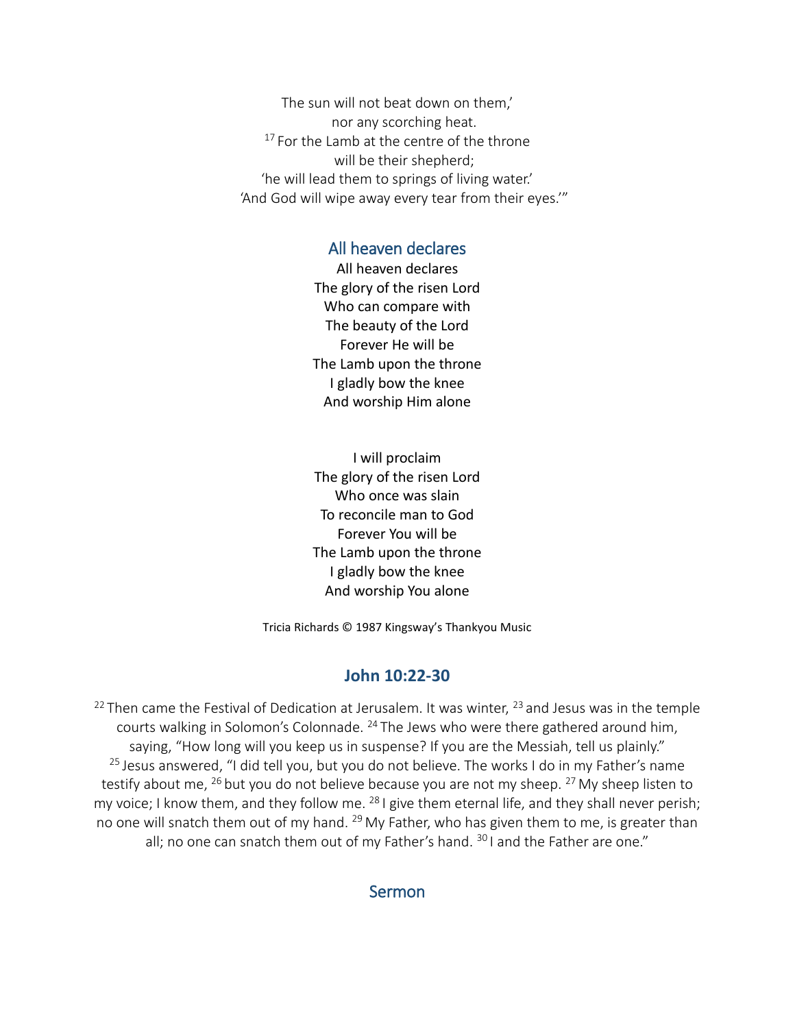The sun will not beat down on them,'  
nor any scorching heat.  
[17] For the Lamb at the centre of the throne  
will be their shepherd;  
'he will lead them to springs of living water.'  
'And God will wipe away every tear from their eyes.'"

## All heaven declares

All heaven declares  
The glory of the risen Lord  
Who can compare with  
The beauty of the Lord  
Forever He will be  
The Lamb upon the throne  
I gladly bow the knee  
And worship Him alone

I will proclaim  
The glory of the risen Lord  
Who once was slain  
To reconcile man to God  
Forever You will be  
The Lamb upon the throne  
I gladly bow the knee  
And worship You alone

Tricia Richards © 1987 Kingsway's Thankyou Music

## **John 10:22-30**

[22] Then came the Festival of Dedication at Jerusalem. It was winter, [23] and Jesus was in the temple courts walking in Solomon's Colonnade. [24] The Jews who were there gathered around him, saying, "How long will you keep us in suspense? If you are the Messiah, tell us plainly." [25] Jesus answered, "I did tell you, but you do not believe. The works I do in my Father's name testify about me, [26] but you do not believe because you are not my sheep. [27] My sheep listen to my voice; I know them, and they follow me. [28] I give them eternal life, and they shall never perish; no one will snatch them out of my hand. [29] My Father, who has given them to me, is greater than all; no one can snatch them out of my Father's hand. [30] I and the Father are one."

## Sermon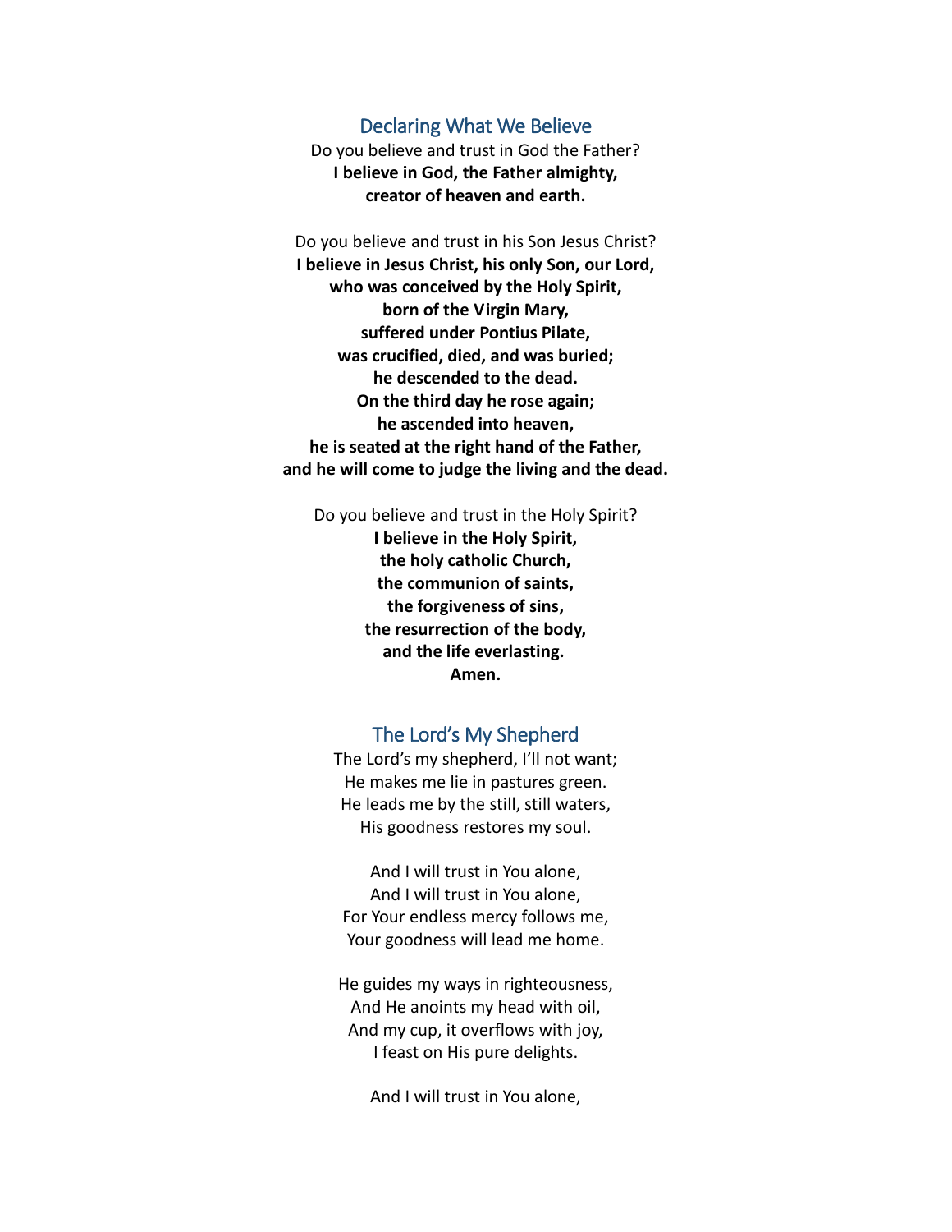## Declaring What We Believe

Do you believe and trust in God the Father?
**I believe in God, the Father almighty,**
**creator of heaven and earth.**

Do you believe and trust in his Son Jesus Christ?
**I believe in Jesus Christ, his only Son, our Lord,**
**who was conceived by the Holy Spirit,**
**born of the Virgin Mary,**
**suffered under Pontius Pilate,**
**was crucified, died, and was buried;**
**he descended to the dead.**
**On the third day he rose again;**
**he ascended into heaven,**
**he is seated at the right hand of the Father,**
**and he will come to judge the living and the dead.**

Do you believe and trust in the Holy Spirit?
**I believe in the Holy Spirit,**
**the holy catholic Church,**
**the communion of saints,**
**the forgiveness of sins,**
**the resurrection of the body,**
**and the life everlasting.**
**Amen.**

## The Lord's My Shepherd

The Lord's my shepherd, I'll not want;
He makes me lie in pastures green.
He leads me by the still, still waters,
His goodness restores my soul.

And I will trust in You alone,
And I will trust in You alone,
For Your endless mercy follows me,
Your goodness will lead me home.

He guides my ways in righteousness,
And He anoints my head with oil,
And my cup, it overflows with joy,
I feast on His pure delights.

And I will trust in You alone,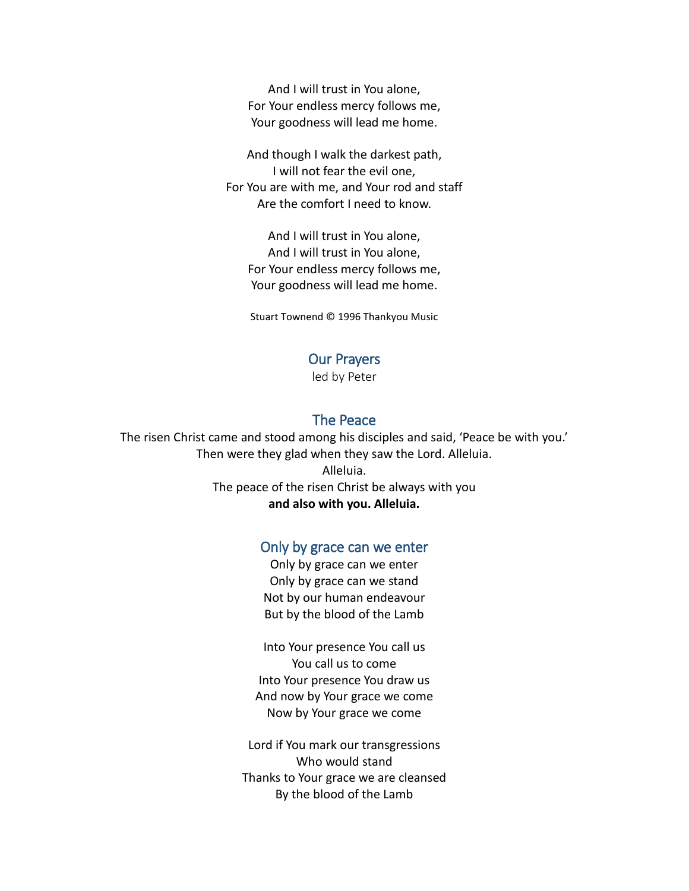And I will trust in You alone,
For Your endless mercy follows me,
Your goodness will lead me home.

And though I walk the darkest path,
I will not fear the evil one,
For You are with me, and Your rod and staff
Are the comfort I need to know.

And I will trust in You alone,
And I will trust in You alone,
For Your endless mercy follows me,
Your goodness will lead me home.

Stuart Townend © 1996 Thankyou Music

## Our Prayers

led by Peter

## The Peace

The risen Christ came and stood among his disciples and said, 'Peace be with you.'
Then were they glad when they saw the Lord. Alleluia.
Alleluia.
The peace of the risen Christ be always with you
**and also with you. Alleluia.**

## Only by grace can we enter

Only by grace can we enter
Only by grace can we stand
Not by our human endeavour
But by the blood of the Lamb

Into Your presence You call us
You call us to come
Into Your presence You draw us
And now by Your grace we come
Now by Your grace we come

Lord if You mark our transgressions
Who would stand
Thanks to Your grace we are cleansed
By the blood of the Lamb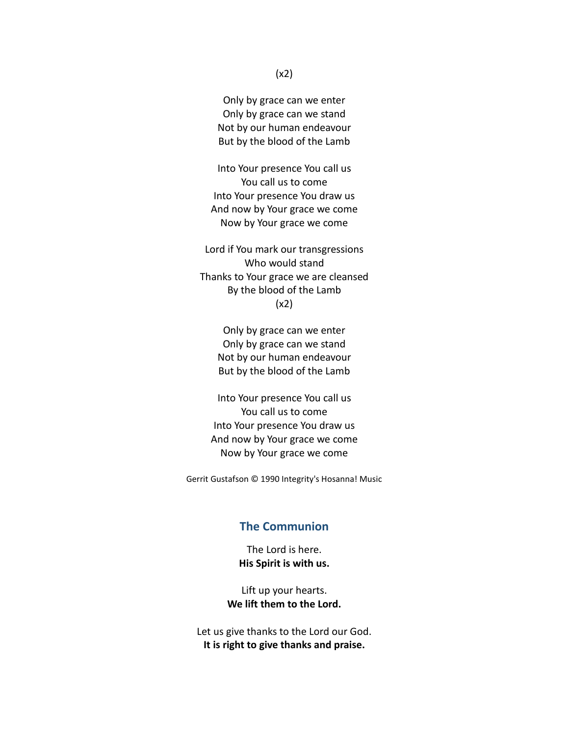(x2)

Only by grace can we enter
Only by grace can we stand
Not by our human endeavour
But by the blood of the Lamb

Into Your presence You call us
You call us to come
Into Your presence You draw us
And now by Your grace we come
Now by Your grace we come

Lord if You mark our transgressions
Who would stand
Thanks to Your grace we are cleansed
By the blood of the Lamb
(x2)

Only by grace can we enter
Only by grace can we stand
Not by our human endeavour
But by the blood of the Lamb

Into Your presence You call us
You call us to come
Into Your presence You draw us
And now by Your grace we come
Now by Your grace we come

Gerrit Gustafson © 1990 Integrity's Hosanna! Music

## The Communion

The Lord is here.
**His Spirit is with us.**

Lift up your hearts.
**We lift them to the Lord.**

Let us give thanks to the Lord our God.
**It is right to give thanks and praise.**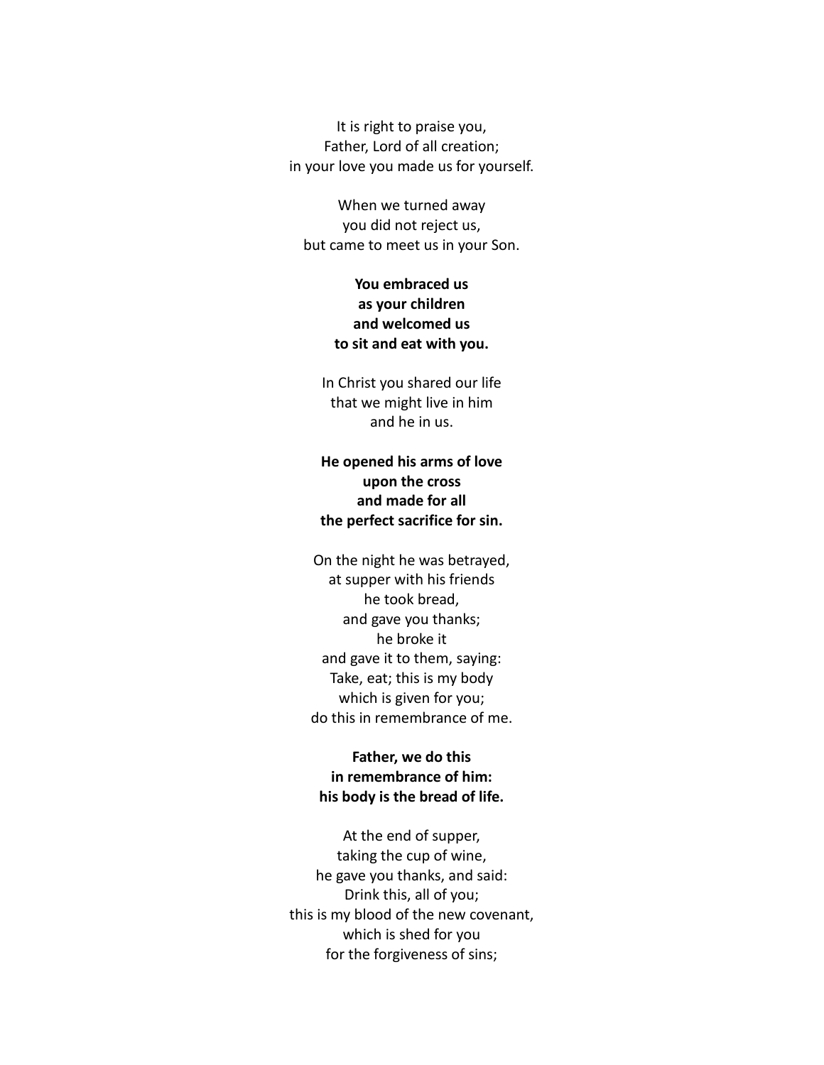It is right to praise you,  
Father, Lord of all creation;  
in your love you made us for yourself.

When we turned away  
you did not reject us,  
but came to meet us in your Son.

**You embraced us  
as your children  
and welcomed us  
to sit and eat with you.**

In Christ you shared our life  
that we might live in him  
and he in us.

**He opened his arms of love  
upon the cross  
and made for all  
the perfect sacrifice for sin.**

On the night he was betrayed,  
at supper with his friends  
he took bread,  
and gave you thanks;  
he broke it  
and gave it to them, saying:  
Take, eat; this is my body  
which is given for you;  
do this in remembrance of me.

**Father, we do this  
in remembrance of him:  
his body is the bread of life.**

At the end of supper,  
taking the cup of wine,  
he gave you thanks, and said:  
Drink this, all of you;  
this is my blood of the new covenant,  
which is shed for you  
for the forgiveness of sins;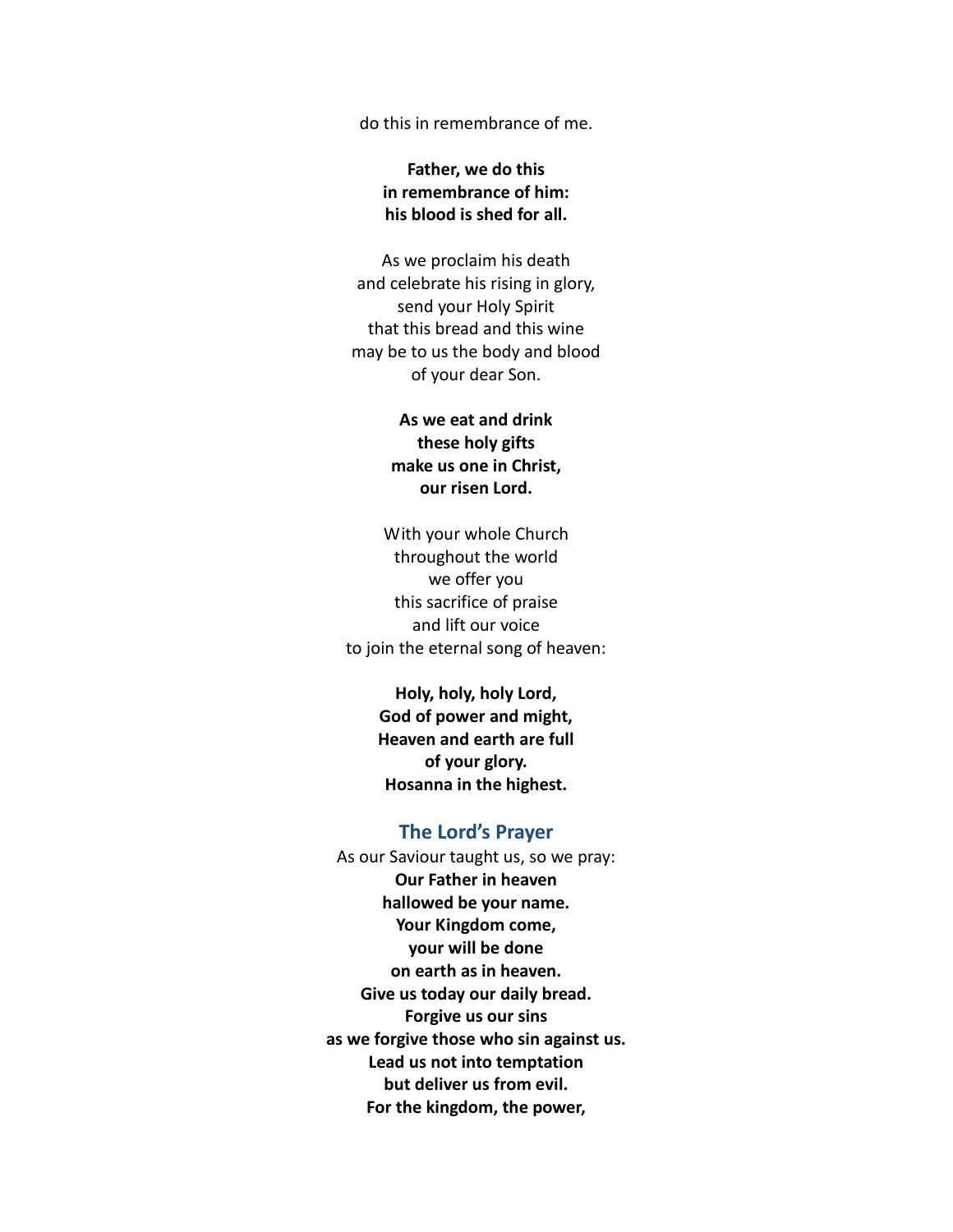do this in remembrance of me.

**Father, we do this**
**in remembrance of him:**
**his blood is shed for all.**

As we proclaim his death
and celebrate his rising in glory,
send your Holy Spirit
that this bread and this wine
may be to us the body and blood
of your dear Son.

**As we eat and drink**
**these holy gifts**
**make us one in Christ,**
**our risen Lord.**

With your whole Church
throughout the world
we offer you
this sacrifice of praise
and lift our voice
to join the eternal song of heaven:

**Holy, holy, holy Lord,**
**God of power and might,**
**Heaven and earth are full**
**of your glory.**
**Hosanna in the highest.**

## The Lord's Prayer

As our Saviour taught us, so we pray:
**Our Father in heaven**
**hallowed be your name.**
**Your Kingdom come,**
**your will be done**
**on earth as in heaven.**
**Give us today our daily bread.**
**Forgive us our sins**
**as we forgive those who sin against us.**
**Lead us not into temptation**
**but deliver us from evil.**
**For the kingdom, the power,**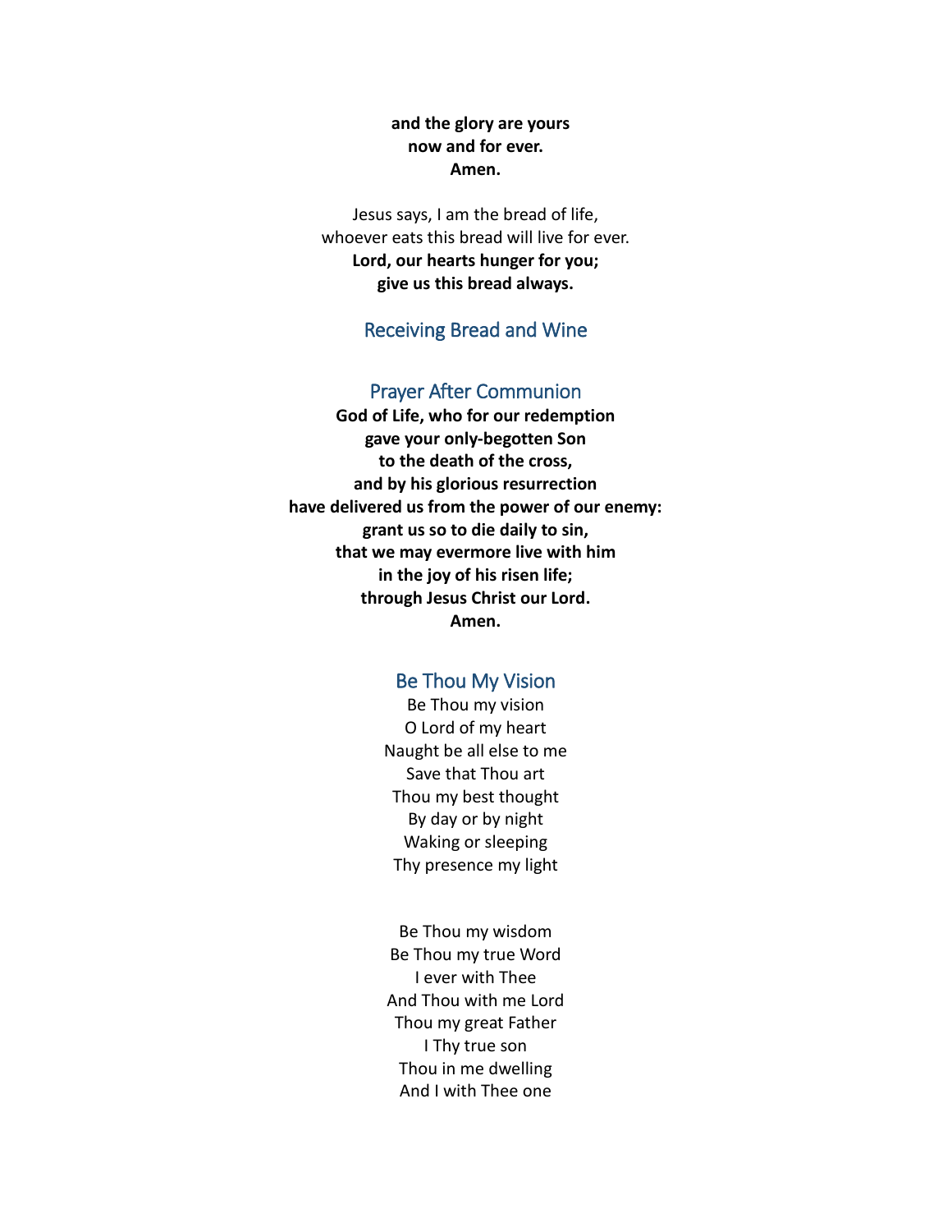**and the glory are yours**
**now and for ever.**
**Amen.**

Jesus says, I am the bread of life,
whoever eats this bread will live for ever.
**Lord, our hearts hunger for you;**
**give us this bread always.**

## Receiving Bread and Wine

## Prayer After Communion

**God of Life, who for our redemption**
**gave your only-begotten Son**
**to the death of the cross,**
**and by his glorious resurrection**
**have delivered us from the power of our enemy:**
**grant us so to die daily to sin,**
**that we may evermore live with him**
**in the joy of his risen life;**
**through Jesus Christ our Lord.**
**Amen.**

## Be Thou My Vision

Be Thou my vision
O Lord of my heart
Naught be all else to me
Save that Thou art
Thou my best thought
By day or by night
Waking or sleeping
Thy presence my light

Be Thou my wisdom
Be Thou my true Word
I ever with Thee
And Thou with me Lord
Thou my great Father
I Thy true son
Thou in me dwelling
And I with Thee one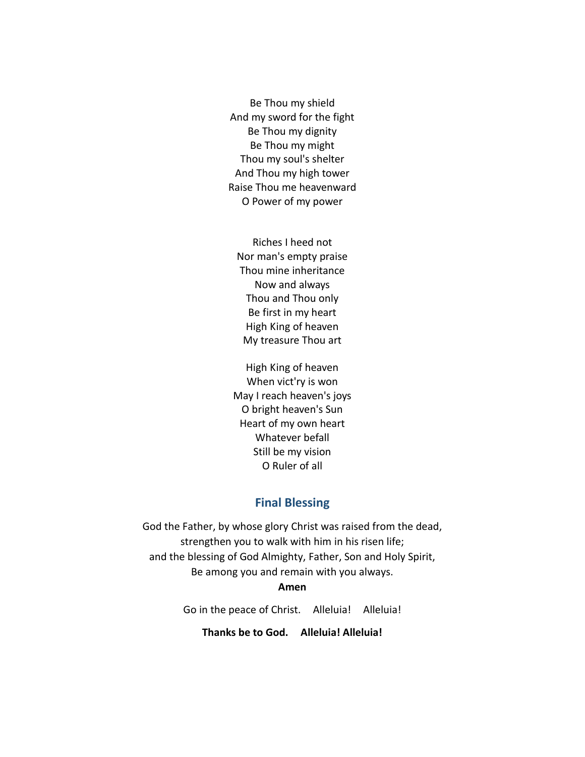Be Thou my shield
And my sword for the fight
Be Thou my dignity
Be Thou my might
Thou my soul's shelter
And Thou my high tower
Raise Thou me heavenward
O Power of my power

Riches I heed not
Nor man's empty praise
Thou mine inheritance
Now and always
Thou and Thou only
Be first in my heart
High King of heaven
My treasure Thou art

High King of heaven
When vict'ry is won
May I reach heaven's joys
O bright heaven's Sun
Heart of my own heart
Whatever befall
Still be my vision
O Ruler of all

## Final Blessing

God the Father, by whose glory Christ was raised from the dead,
strengthen you to walk with him in his risen life;
and the blessing of God Almighty, Father, Son and Holy Spirit,
Be among you and remain with you always.

**Amen**

Go in the peace of Christ. Alleluia! Alleluia!

**Thanks be to God. Alleluia! Alleluia!**